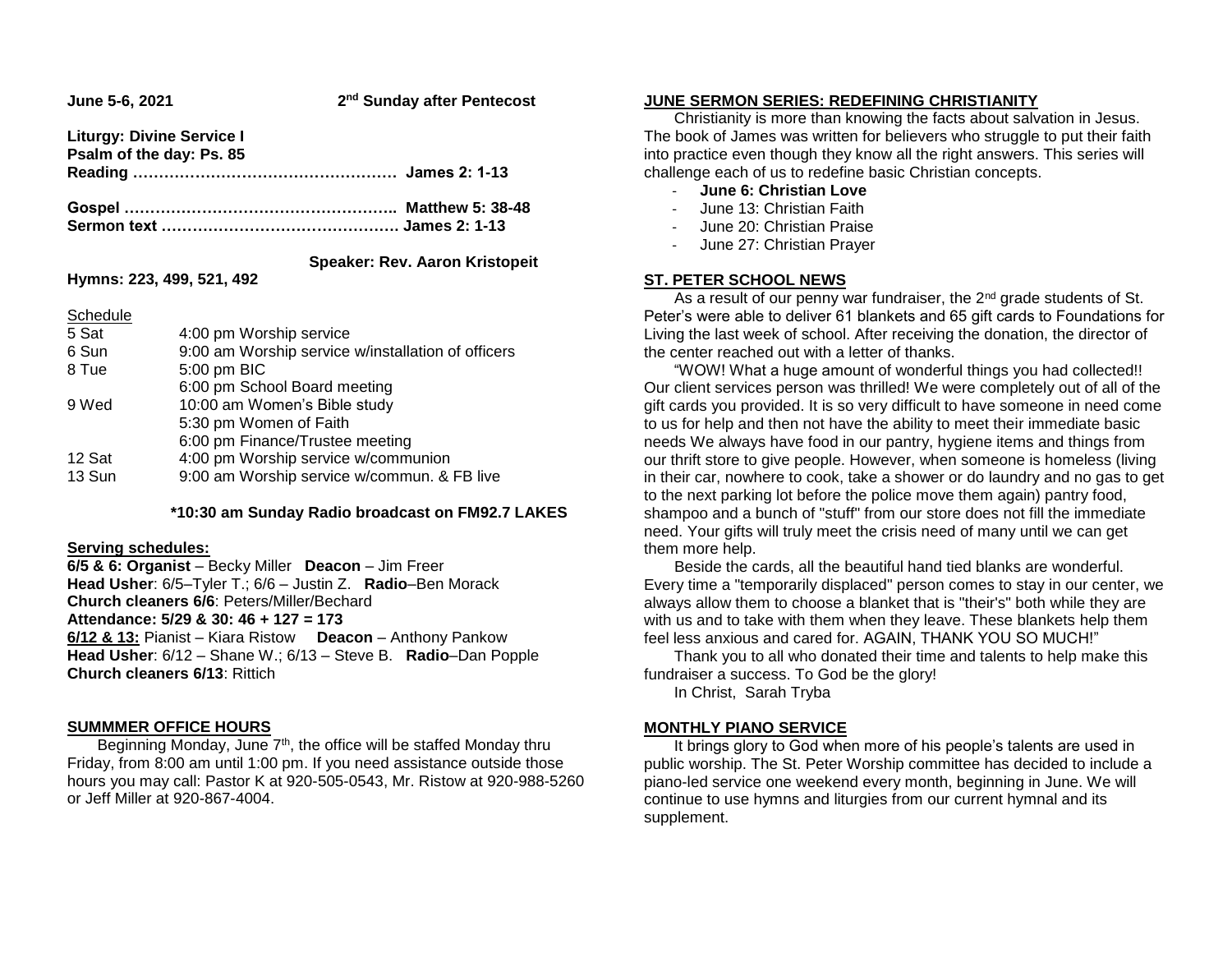**June 5-6, 2021** **2nd Sunday after Pentecost**

**Liturgy: Divine Service I**
**Psalm of the day: Ps. 85**
**Reading …………………………………………… James 2: 1-13**

**Gospel …………………………………………….. Matthew 5: 38-48**
**Sermon text ………………………………………. James 2: 1-13**

**Speaker: Rev. Aaron Kristopeit**

**Hymns: 223, 499, 521, 492**

Schedule

| | |
|---|---|
| 5 Sat | 4:00 pm Worship service |
| 6 Sun | 9:00 am Worship service w/installation of officers |
| 8 Tue | 5:00 pm BIC |
| | 6:00 pm School Board meeting |
| 9 Wed | 10:00 am Women's Bible study |
| | 5:30 pm Women of Faith |
| | 6:00 pm Finance/Trustee meeting |
| 12 Sat | 4:00 pm Worship service w/communion |
| 13 Sun | 9:00 am Worship service w/commun. & FB live |

**\*10:30 am Sunday Radio broadcast on FM92.7 LAKES**

**Serving schedules:**

**6/5 & 6: Organist** – Becky Miller **Deacon** – Jim Freer
**Head Usher**: 6/5–Tyler T.; 6/6 – Justin Z. **Radio**–Ben Morack
**Church cleaners 6/6**: Peters/Miller/Bechard
**Attendance: 5/29 & 30: 46 + 127 = 173**
**6/12 & 13:** Pianist – Kiara Ristow **Deacon** – Anthony Pankow
**Head Usher**: 6/12 – Shane W.; 6/13 – Steve B. **Radio**–Dan Popple
**Church cleaners 6/13**: Rittich

**SUMMMER OFFICE HOURS**

Beginning Monday, June 7th, the office will be staffed Monday thru Friday, from 8:00 am until 1:00 pm. If you need assistance outside those hours you may call: Pastor K at 920-505-0543, Mr. Ristow at 920-988-5260 or Jeff Miller at 920-867-4004.

**JUNE SERMON SERIES: REDEFINING CHRISTIANITY**

Christianity is more than knowing the facts about salvation in Jesus. The book of James was written for believers who struggle to put their faith into practice even though they know all the right answers. This series will challenge each of us to redefine basic Christian concepts.

- **June 6: Christian Love**
- June 13: Christian Faith
- June 20: Christian Praise
- June 27: Christian Prayer

**ST. PETER SCHOOL NEWS**

As a result of our penny war fundraiser, the 2nd grade students of St. Peter's were able to deliver 61 blankets and 65 gift cards to Foundations for Living the last week of school. After receiving the donation, the director of the center reached out with a letter of thanks.

"WOW! What a huge amount of wonderful things you had collected!! Our client services person was thrilled! We were completely out of all of the gift cards you provided. It is so very difficult to have someone in need come to us for help and then not have the ability to meet their immediate basic needs We always have food in our pantry, hygiene items and things from our thrift store to give people. However, when someone is homeless (living in their car, nowhere to cook, take a shower or do laundry and no gas to get to the next parking lot before the police move them again) pantry food, shampoo and a bunch of "stuff" from our store does not fill the immediate need. Your gifts will truly meet the crisis need of many until we can get them more help.

Beside the cards, all the beautiful hand tied blanks are wonderful. Every time a "temporarily displaced" person comes to stay in our center, we always allow them to choose a blanket that is "their's" both while they are with us and to take with them when they leave. These blankets help them feel less anxious and cared for. AGAIN, THANK YOU SO MUCH!"

Thank you to all who donated their time and talents to help make this fundraiser a success. To God be the glory!

In Christ, Sarah Tryba

**MONTHLY PIANO SERVICE**

It brings glory to God when more of his people's talents are used in public worship. The St. Peter Worship committee has decided to include a piano-led service one weekend every month, beginning in June. We will continue to use hymns and liturgies from our current hymnal and its supplement.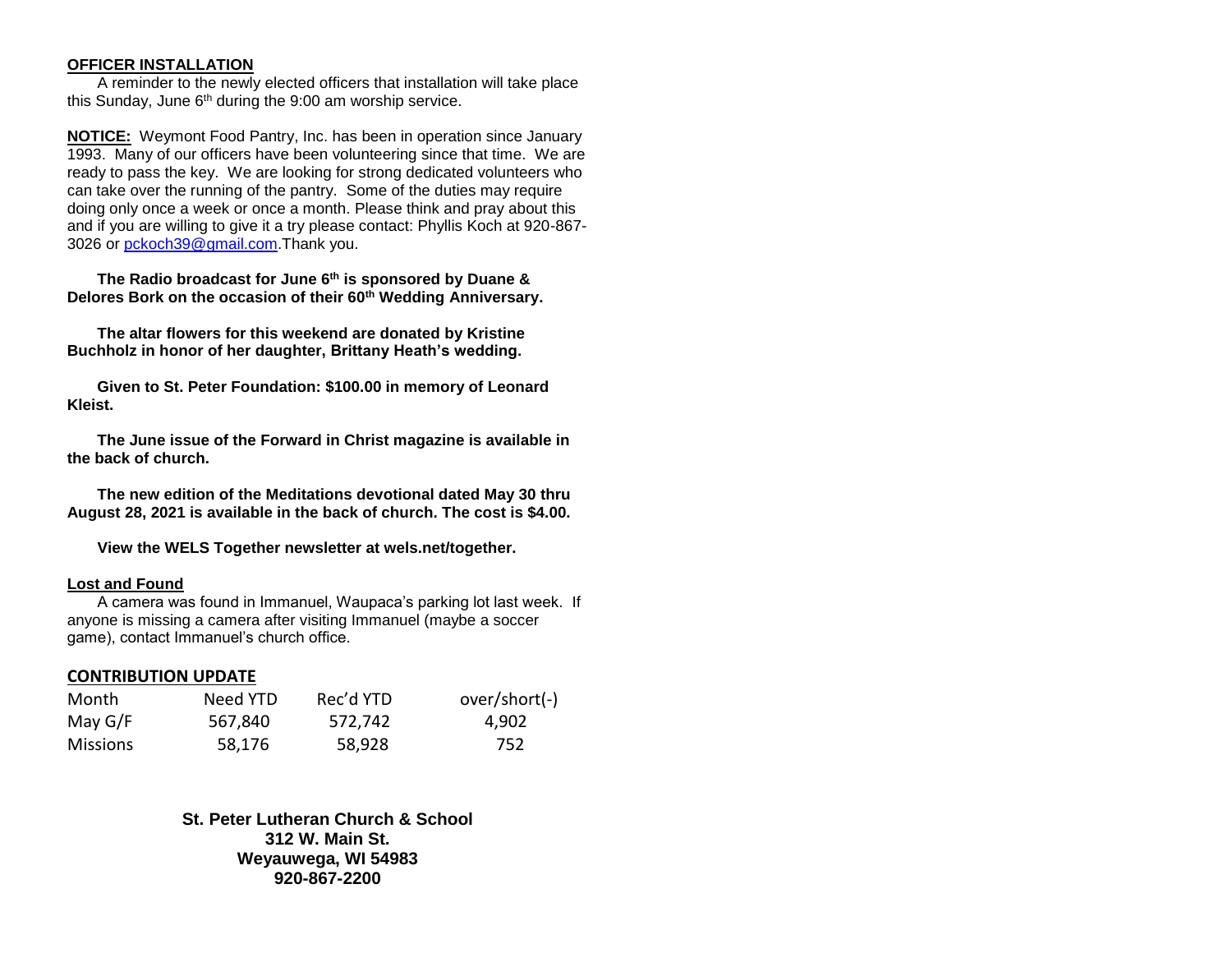**OFFICER INSTALLATION**

A reminder to the newly elected officers that installation will take place this Sunday, June 6th during the 9:00 am worship service.

**NOTICE:** Weymont Food Pantry, Inc. has been in operation since January 1993. Many of our officers have been volunteering since that time. We are ready to pass the key. We are looking for strong dedicated volunteers who can take over the running of the pantry. Some of the duties may require doing only once a week or once a month. Please think and pray about this and if you are willing to give it a try please contact: Phyllis Koch at 920-867-3026 or pckoch39@gmail.com.Thank you.

**The Radio broadcast for June 6th is sponsored by Duane & Delores Bork on the occasion of their 60th Wedding Anniversary.**

**The altar flowers for this weekend are donated by Kristine Buchholz in honor of her daughter, Brittany Heath's wedding.**

**Given to St. Peter Foundation: $100.00 in memory of Leonard Kleist.**

**The June issue of the Forward in Christ magazine is available in the back of church.**

**The new edition of the Meditations devotional dated May 30 thru August 28, 2021 is available in the back of church. The cost is $4.00.**

**View the WELS Together newsletter at wels.net/together.**

**Lost and Found**

A camera was found in Immanuel, Waupaca's parking lot last week. If anyone is missing a camera after visiting Immanuel (maybe a soccer game), contact Immanuel's church office.

**CONTRIBUTION UPDATE**

| Month | Need YTD | Rec'd YTD | over/short(-) |
|---|---|---|---|
| May G/F | 567,840 | 572,742 | 4,902 |
| Missions | 58,176 | 58,928 | 752 |

**St. Peter Lutheran Church & School**
**312 W. Main St.**
**Weyauwega, WI 54983**
**920-867-2200**